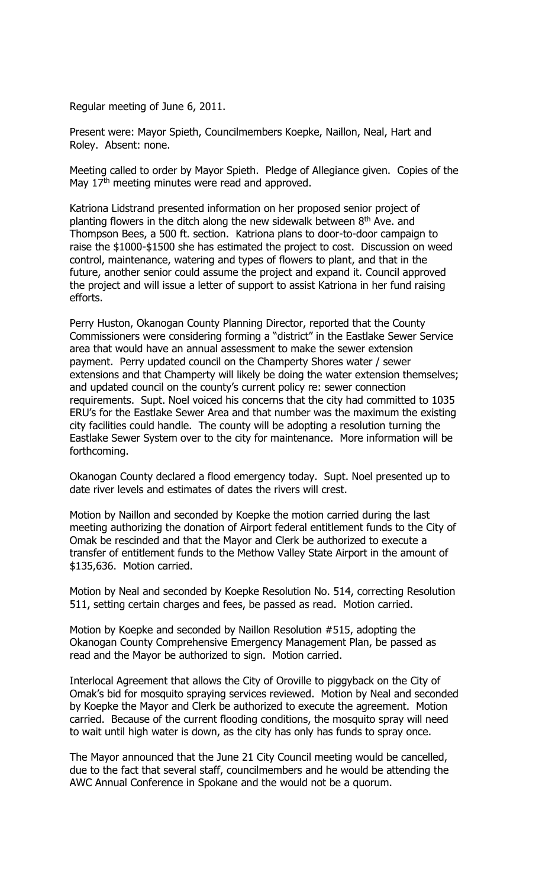Regular meeting of June 6, 2011.

Present were: Mayor Spieth, Councilmembers Koepke, Naillon, Neal, Hart and Roley. Absent: none.

Meeting called to order by Mayor Spieth. Pledge of Allegiance given. Copies of the May 17th meeting minutes were read and approved.

Katriona Lidstrand presented information on her proposed senior project of planting flowers in the ditch along the new sidewalk between 8th Ave. and Thompson Bees, a 500 ft. section. Katriona plans to door-to-door campaign to raise the $1000-$1500 she has estimated the project to cost. Discussion on weed control, maintenance, watering and types of flowers to plant, and that in the future, another senior could assume the project and expand it. Council approved the project and will issue a letter of support to assist Katriona in her fund raising efforts.

Perry Huston, Okanogan County Planning Director, reported that the County Commissioners were considering forming a "district" in the Eastlake Sewer Service area that would have an annual assessment to make the sewer extension payment. Perry updated council on the Champerty Shores water / sewer extensions and that Champerty will likely be doing the water extension themselves; and updated council on the county's current policy re: sewer connection requirements. Supt. Noel voiced his concerns that the city had committed to 1035 ERU's for the Eastlake Sewer Area and that number was the maximum the existing city facilities could handle. The county will be adopting a resolution turning the Eastlake Sewer System over to the city for maintenance. More information will be forthcoming.

Okanogan County declared a flood emergency today. Supt. Noel presented up to date river levels and estimates of dates the rivers will crest.

Motion by Naillon and seconded by Koepke the motion carried during the last meeting authorizing the donation of Airport federal entitlement funds to the City of Omak be rescinded and that the Mayor and Clerk be authorized to execute a transfer of entitlement funds to the Methow Valley State Airport in the amount of $135,636. Motion carried.

Motion by Neal and seconded by Koepke Resolution No. 514, correcting Resolution 511, setting certain charges and fees, be passed as read. Motion carried.

Motion by Koepke and seconded by Naillon Resolution #515, adopting the Okanogan County Comprehensive Emergency Management Plan, be passed as read and the Mayor be authorized to sign. Motion carried.

Interlocal Agreement that allows the City of Oroville to piggyback on the City of Omak's bid for mosquito spraying services reviewed. Motion by Neal and seconded by Koepke the Mayor and Clerk be authorized to execute the agreement. Motion carried. Because of the current flooding conditions, the mosquito spray will need to wait until high water is down, as the city has only has funds to spray once.

The Mayor announced that the June 21 City Council meeting would be cancelled, due to the fact that several staff, councilmembers and he would be attending the AWC Annual Conference in Spokane and the would not be a quorum.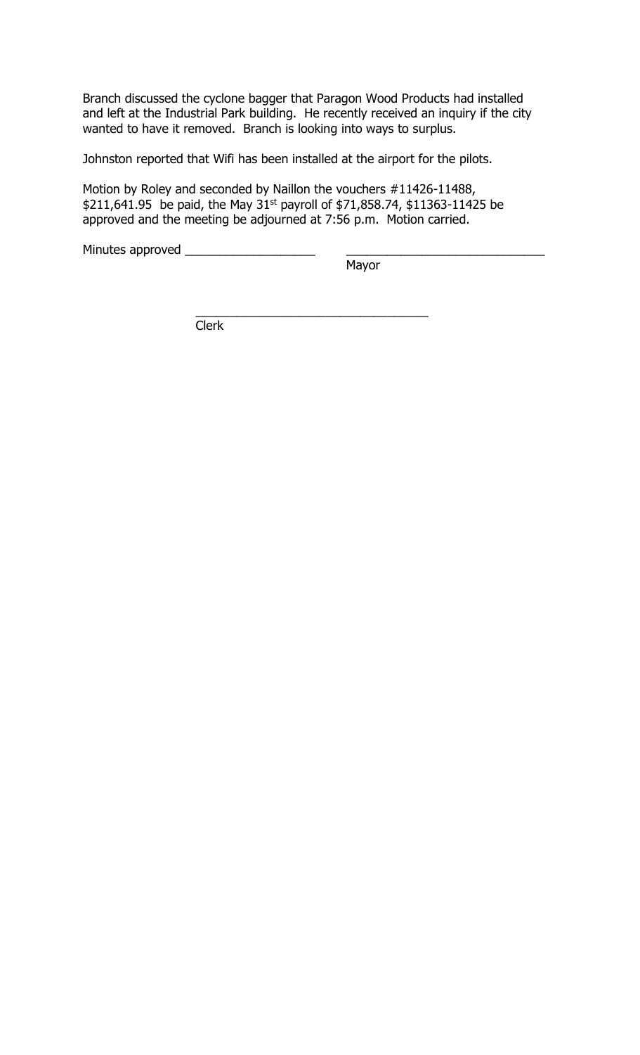Branch discussed the cyclone bagger that Paragon Wood Products had installed and left at the Industrial Park building. He recently received an inquiry if the city wanted to have it removed. Branch is looking into ways to surplus.

Johnston reported that Wifi has been installed at the airport for the pilots.

Motion by Roley and seconded by Naillon the vouchers #11426-11488, $211,641.95 be paid, the May 31st payroll of $71,858.74, $11363-11425 be approved and the meeting be adjourned at 7:56 p.m. Motion carried.

Minutes approved ___________________ _____________________________

Mayor

_________________________________

Clerk